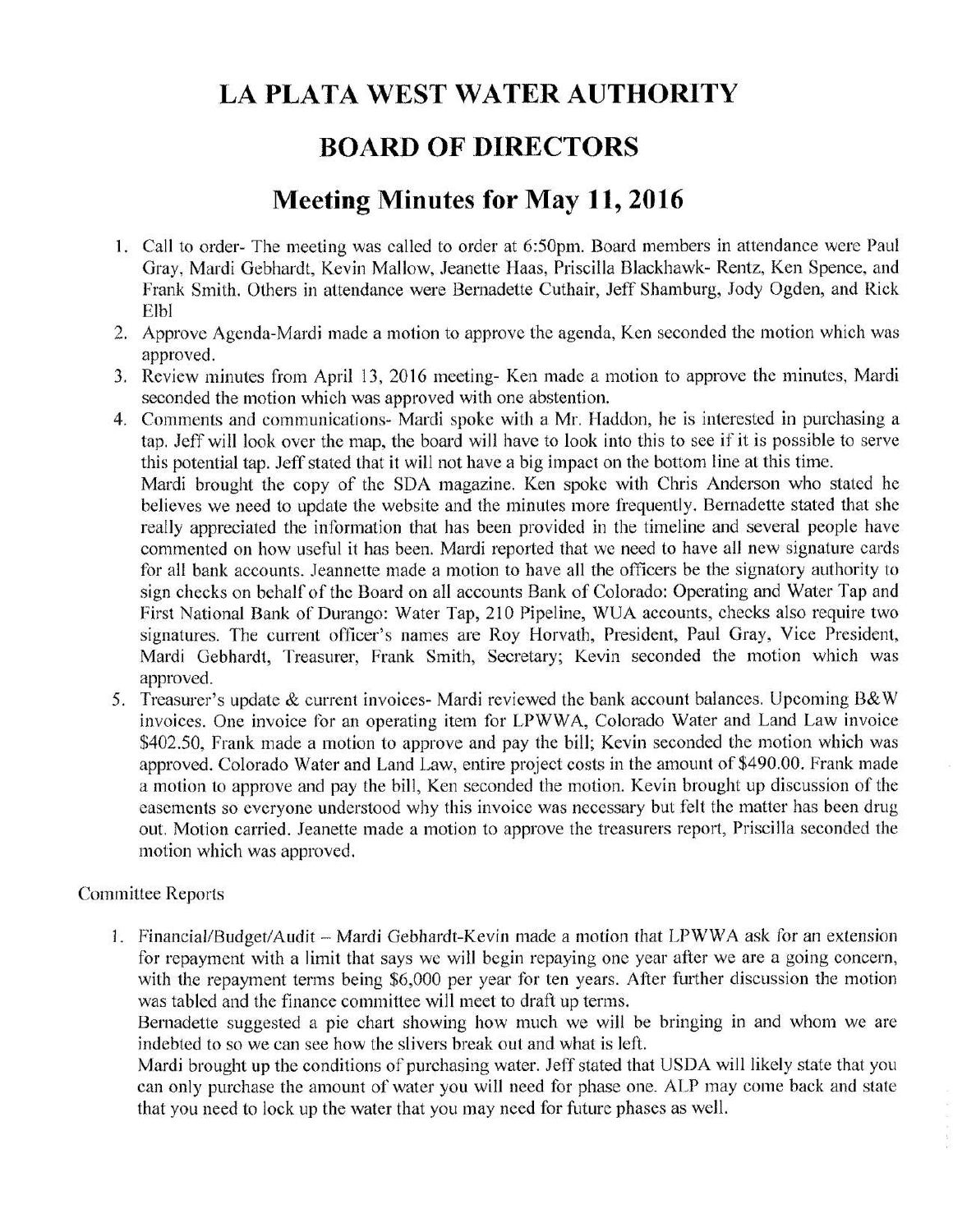# LA PLATA WEST WATER AUTHORITY

# BOARD OF DIRECTORS

## Meeting Minutes for May 11, 2016

1. Call to order- The meeting was called to order at 6:50pm. Board members in attendance were Paul Gray, Mardi Gebhardt, Kevin Mallow, Jeanette Haas, Priscilla Blackhawk- Rentz, Ken Spence, and Frank Smith. Others in attendance were Bernadette Cuthair, Jeff Shamburg, Jody Ogden, and Rick Elbl
2. Approve Agenda-Mardi made a motion to approve the agenda, Ken seconded the motion which was approved.
3. Review minutes from April 13, 2016 meeting- Ken made a motion to approve the minutes, Mardi seconded the motion which was approved with one abstention.
4. Comments and communications- Mardi spoke with a Mr. Haddon, he is interested in purchasing a tap. Jeff will look over the map, the board will have to look into this to see if it is possible to serve this potential tap. Jeff stated that it will not have a big impact on the bottom line at this time.
   Mardi brought the copy of the SDA magazine. Ken spoke with Chris Anderson who stated he believes we need to update the website and the minutes more frequently. Bernadette stated that she really appreciated the information that has been provided in the timeline and several people have commented on how useful it has been. Mardi reported that we need to have all new signature cards for all bank accounts. Jeannette made a motion to have all the officers be the signatory authority to sign checks on behalf of the Board on all accounts Bank of Colorado: Operating and Water Tap and First National Bank of Durango: Water Tap, 210 Pipeline, WUA accounts, checks also require two signatures. The current officer's names are Roy Horvath, President, Paul Gray, Vice President, Mardi Gebhardt, Treasurer, Frank Smith, Secretary; Kevin seconded the motion which was approved.
5. Treasurer's update & current invoices- Mardi reviewed the bank account balances. Upcoming B&W invoices. One invoice for an operating item for LPWWA, Colorado Water and Land Law invoice $402.50, Frank made a motion to approve and pay the bill; Kevin seconded the motion which was approved. Colorado Water and Land Law, entire project costs in the amount of $490.00. Frank made a motion to approve and pay the bill, Ken seconded the motion. Kevin brought up discussion of the easements so everyone understood why this invoice was necessary but felt the matter has been drug out. Motion carried. Jeanette made a motion to approve the treasurers report, Priscilla seconded the motion which was approved.

Committee Reports

1. Financial/Budget/Audit – Mardi Gebhardt-Kevin made a motion that LPWWA ask for an extension for repayment with a limit that says we will begin repaying one year after we are a going concern, with the repayment terms being $6,000 per year for ten years. After further discussion the motion was tabled and the finance committee will meet to draft up terms.
   Bernadette suggested a pie chart showing how much we will be bringing in and whom we are indebted to so we can see how the slivers break out and what is left.
   Mardi brought up the conditions of purchasing water. Jeff stated that USDA will likely state that you can only purchase the amount of water you will need for phase one. ALP may come back and state that you need to lock up the water that you may need for future phases as well.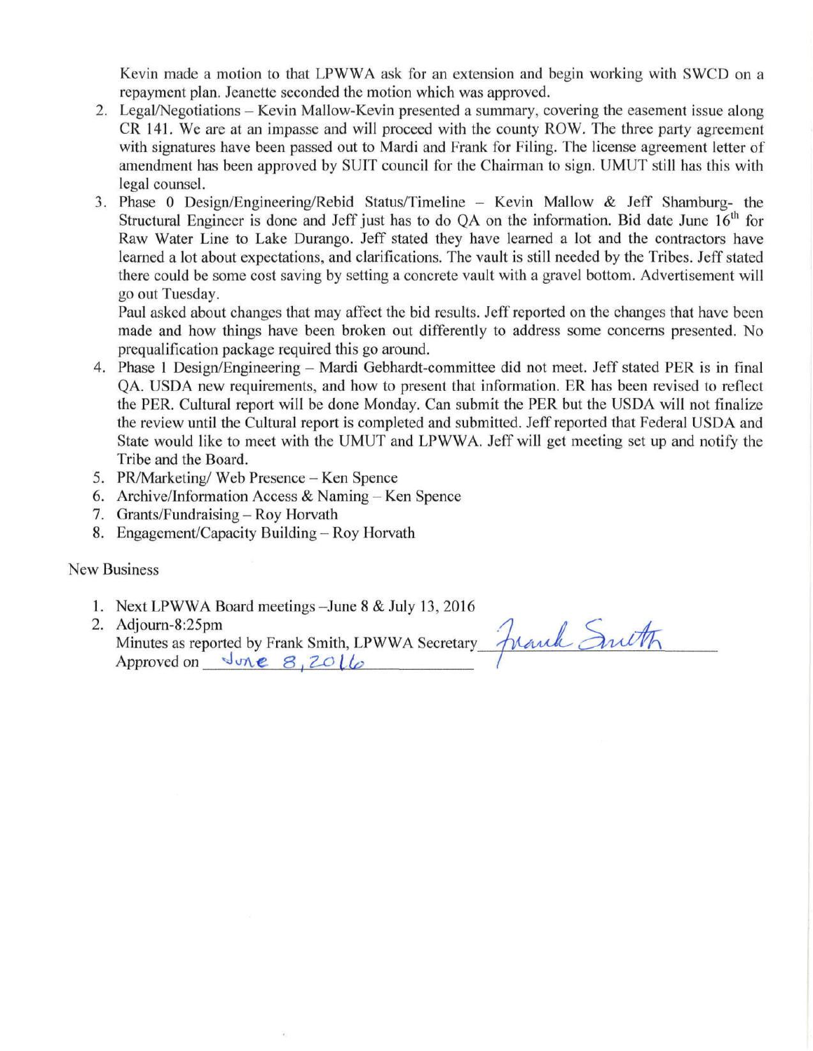Kevin made a motion to that LPWWA ask for an extension and begin working with SWCD on a repayment plan. Jeanette seconded the motion which was approved.

2. Legal/Negotiations – Kevin Mallow-Kevin presented a summary, covering the easement issue along CR 141. We are at an impasse and will proceed with the county ROW. The three party agreement with signatures have been passed out to Mardi and Frank for Filing. The license agreement letter of amendment has been approved by SUIT council for the Chairman to sign. UMUT still has this with legal counsel.
3. Phase 0 Design/Engineering/Rebid Status/Timeline – Kevin Mallow & Jeff Shamburg- the Structural Engineer is done and Jeff just has to do QA on the information. Bid date June 16th for Raw Water Line to Lake Durango. Jeff stated they have learned a lot and the contractors have learned a lot about expectations, and clarifications. The vault is still needed by the Tribes. Jeff stated there could be some cost saving by setting a concrete vault with a gravel bottom. Advertisement will go out Tuesday.

   Paul asked about changes that may affect the bid results. Jeff reported on the changes that have been made and how things have been broken out differently to address some concerns presented. No prequalification package required this go around.
4. Phase 1 Design/Engineering – Mardi Gebhardt-committee did not meet. Jeff stated PER is in final QA. USDA new requirements, and how to present that information. ER has been revised to reflect the PER. Cultural report will be done Monday. Can submit the PER but the USDA will not finalize the review until the Cultural report is completed and submitted. Jeff reported that Federal USDA and State would like to meet with the UMUT and LPWWA. Jeff will get meeting set up and notify the Tribe and the Board.
5. PR/Marketing/ Web Presence – Ken Spence
6. Archive/Information Access & Naming – Ken Spence
7. Grants/Fundraising – Roy Horvath
8. Engagement/Capacity Building – Roy Horvath

New Business

1. Next LPWWA Board meetings –June 8 & July 13, 2016
2. Adjourn-8:25pm

   Minutes as reported by Frank Smith, LPWWA Secretary Frank Smith

   Approved on June 8, 2016